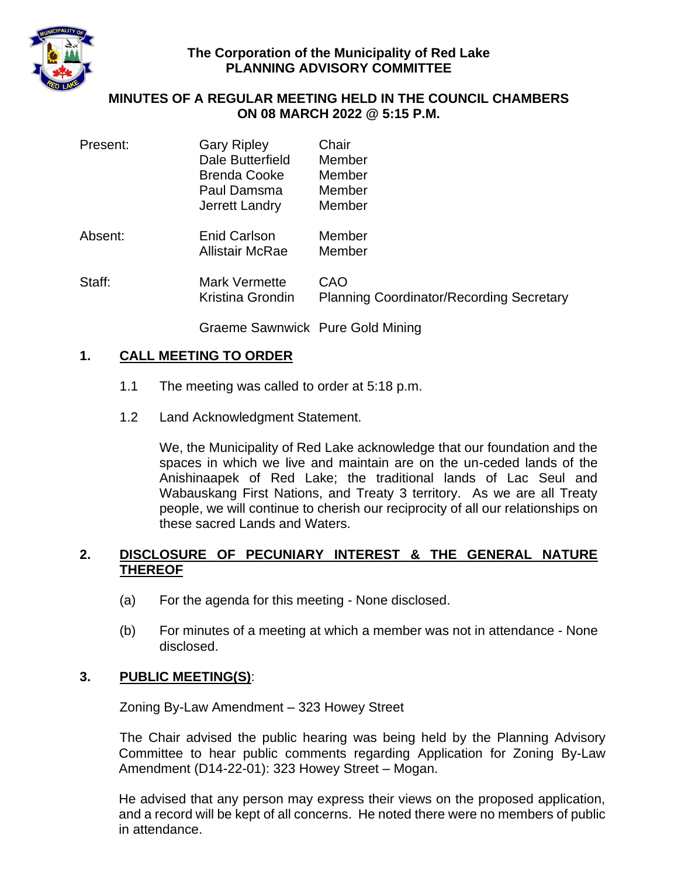**The Corporation of the Municipality of Red Lake**
**PLANNING ADVISORY COMMITTEE**

**MINUTES OF A REGULAR MEETING HELD IN THE COUNCIL CHAMBERS ON 08 MARCH 2022 @ 5:15 P.M.**

| | | |
|---|---|---|
| Present: | Gary Ripley | Chair |
| | Dale Butterfield | Member |
| | Brenda Cooke | Member |
| | Paul Damsma | Member |
| | Jerrett Landry | Member |
| Absent: | Enid Carlson | Member |
| | Allistair McRae | Member |
| Staff: | Mark Vermette | CAO |
| | Kristina Grondin | Planning Coordinator/Recording Secretary |
| | Graeme Sawnwick | Pure Gold Mining |

## 1. CALL MEETING TO ORDER

1.1 The meeting was called to order at 5:18 p.m.

1.2 Land Acknowledgment Statement.

We, the Municipality of Red Lake acknowledge that our foundation and the spaces in which we live and maintain are on the un-ceded lands of the Anishinaapek of Red Lake; the traditional lands of Lac Seul and Wabauskang First Nations, and Treaty 3 territory. As we are all Treaty people, we will continue to cherish our reciprocity of all our relationships on these sacred Lands and Waters.

## 2. DISCLOSURE OF PECUNIARY INTEREST & THE GENERAL NATURE THEREOF

(a) For the agenda for this meeting - None disclosed.

(b) For minutes of a meeting at which a member was not in attendance - None disclosed.

## 3. PUBLIC MEETING(S):

Zoning By-Law Amendment – 323 Howey Street

The Chair advised the public hearing was being held by the Planning Advisory Committee to hear public comments regarding Application for Zoning By-Law Amendment (D14-22-01): 323 Howey Street – Mogan.

He advised that any person may express their views on the proposed application, and a record will be kept of all concerns. He noted there were no members of public in attendance.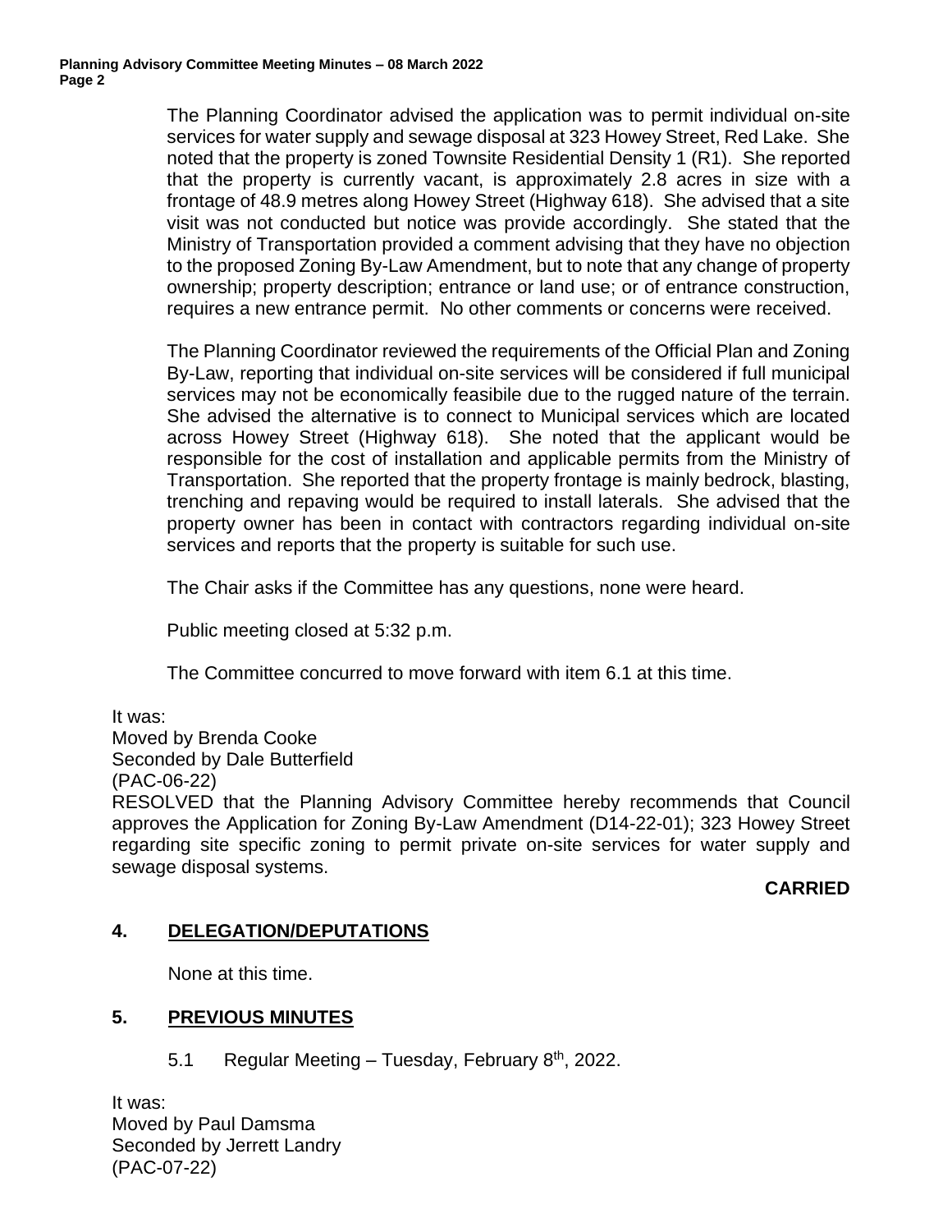The Planning Coordinator advised the application was to permit individual on-site services for water supply and sewage disposal at 323 Howey Street, Red Lake. She noted that the property is zoned Townsite Residential Density 1 (R1). She reported that the property is currently vacant, is approximately 2.8 acres in size with a frontage of 48.9 metres along Howey Street (Highway 618). She advised that a site visit was not conducted but notice was provide accordingly. She stated that the Ministry of Transportation provided a comment advising that they have no objection to the proposed Zoning By-Law Amendment, but to note that any change of property ownership; property description; entrance or land use; or of entrance construction, requires a new entrance permit. No other comments or concerns were received.

The Planning Coordinator reviewed the requirements of the Official Plan and Zoning By-Law, reporting that individual on-site services will be considered if full municipal services may not be economically feasibile due to the rugged nature of the terrain. She advised the alternative is to connect to Municipal services which are located across Howey Street (Highway 618). She noted that the applicant would be responsible for the cost of installation and applicable permits from the Ministry of Transportation. She reported that the property frontage is mainly bedrock, blasting, trenching and repaving would be required to install laterals. She advised that the property owner has been in contact with contractors regarding individual on-site services and reports that the property is suitable for such use.

The Chair asks if the Committee has any questions, none were heard.

Public meeting closed at 5:32 p.m.

The Committee concurred to move forward with item 6.1 at this time.

It was:
Moved by Brenda Cooke
Seconded by Dale Butterfield
(PAC-06-22)
RESOLVED that the Planning Advisory Committee hereby recommends that Council approves the Application for Zoning By-Law Amendment (D14-22-01); 323 Howey Street regarding site specific zoning to permit private on-site services for water supply and sewage disposal systems.

**CARRIED**

## 4. DELEGATION/DEPUTATIONS

None at this time.

## 5. PREVIOUS MINUTES

5.1 Regular Meeting – Tuesday, February 8th, 2022.

It was:
Moved by Paul Damsma
Seconded by Jerrett Landry
(PAC-07-22)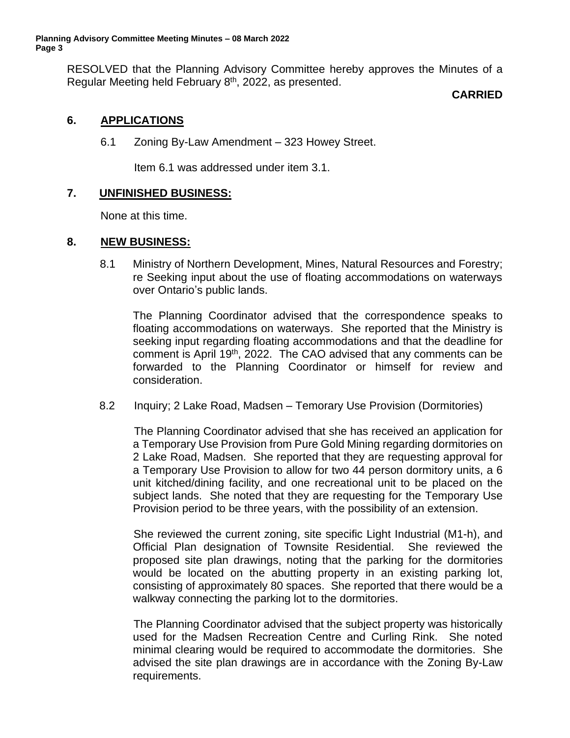RESOLVED that the Planning Advisory Committee hereby approves the Minutes of a Regular Meeting held February 8th, 2022, as presented.

**CARRIED**

## 6. APPLICATIONS

6.1 Zoning By-Law Amendment – 323 Howey Street.

Item 6.1 was addressed under item 3.1.

## 7. UNFINISHED BUSINESS:

None at this time.

## 8. NEW BUSINESS:

8.1 Ministry of Northern Development, Mines, Natural Resources and Forestry; re Seeking input about the use of floating accommodations on waterways over Ontario's public lands.

The Planning Coordinator advised that the correspondence speaks to floating accommodations on waterways. She reported that the Ministry is seeking input regarding floating accommodations and that the deadline for comment is April 19th, 2022. The CAO advised that any comments can be forwarded to the Planning Coordinator or himself for review and consideration.

8.2 Inquiry; 2 Lake Road, Madsen – Temorary Use Provision (Dormitories)

The Planning Coordinator advised that she has received an application for a Temporary Use Provision from Pure Gold Mining regarding dormitories on 2 Lake Road, Madsen. She reported that they are requesting approval for a Temporary Use Provision to allow for two 44 person dormitory units, a 6 unit kitched/dining facility, and one recreational unit to be placed on the subject lands. She noted that they are requesting for the Temporary Use Provision period to be three years, with the possibility of an extension.

She reviewed the current zoning, site specific Light Industrial (M1-h), and Official Plan designation of Townsite Residential. She reviewed the proposed site plan drawings, noting that the parking for the dormitories would be located on the abutting property in an existing parking lot, consisting of approximately 80 spaces. She reported that there would be a walkway connecting the parking lot to the dormitories.

The Planning Coordinator advised that the subject property was historically used for the Madsen Recreation Centre and Curling Rink. She noted minimal clearing would be required to accommodate the dormitories. She advised the site plan drawings are in accordance with the Zoning By-Law requirements.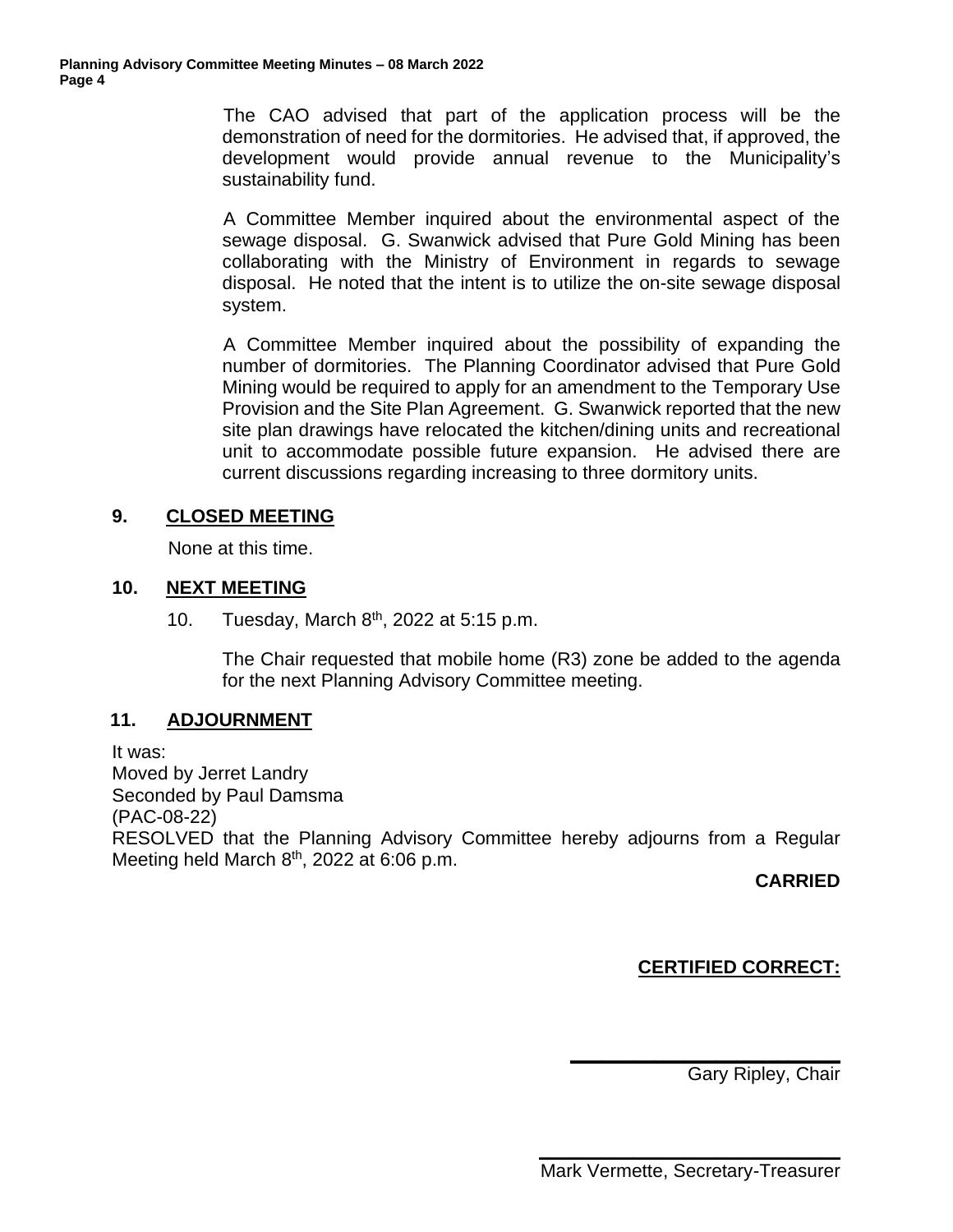The CAO advised that part of the application process will be the demonstration of need for the dormitories. He advised that, if approved, the development would provide annual revenue to the Municipality's sustainability fund.

A Committee Member inquired about the environmental aspect of the sewage disposal. G. Swanwick advised that Pure Gold Mining has been collaborating with the Ministry of Environment in regards to sewage disposal. He noted that the intent is to utilize the on-site sewage disposal system.

A Committee Member inquired about the possibility of expanding the number of dormitories. The Planning Coordinator advised that Pure Gold Mining would be required to apply for an amendment to the Temporary Use Provision and the Site Plan Agreement. G. Swanwick reported that the new site plan drawings have relocated the kitchen/dining units and recreational unit to accommodate possible future expansion. He advised there are current discussions regarding increasing to three dormitory units.

## 9. CLOSED MEETING

None at this time.

## 10. NEXT MEETING

10. Tuesday, March 8th, 2022 at 5:15 p.m.

The Chair requested that mobile home (R3) zone be added to the agenda for the next Planning Advisory Committee meeting.

## 11. ADJOURNMENT

It was:
Moved by Jerret Landry
Seconded by Paul Damsma
(PAC-08-22)
RESOLVED that the Planning Advisory Committee hereby adjourns from a Regular Meeting held March 8th, 2022 at 6:06 p.m.

**CARRIED**

**CERTIFIED CORRECT:**

Gary Ripley, Chair

Mark Vermette, Secretary-Treasurer